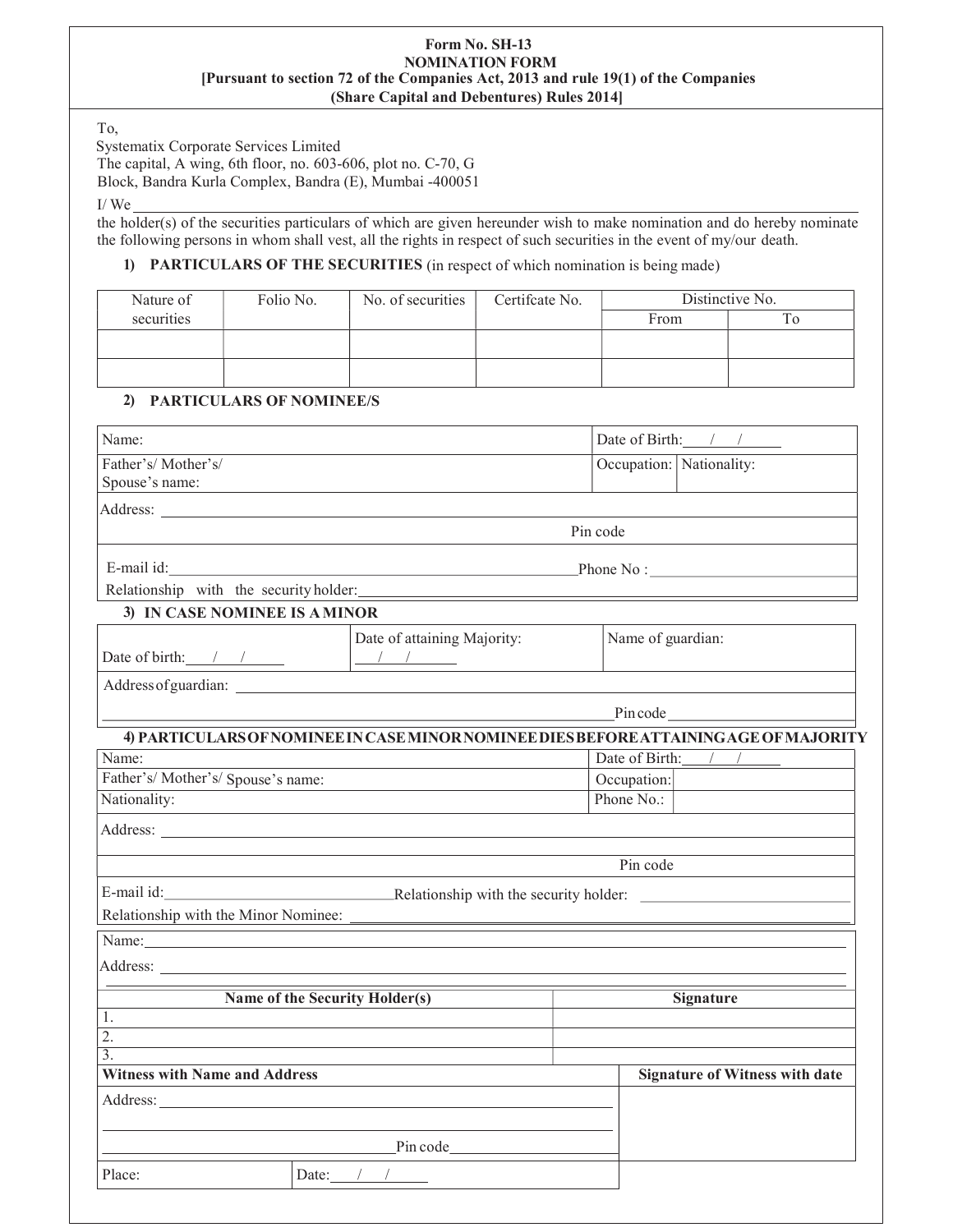**Form No. SH-13**
**NOMINATION FORM**
**[Pursuant to section 72 of the Companies Act, 2013 and rule 19(1) of the Companies (Share Capital and Debentures) Rules 2014]**

To,
Systematix Corporate Services Limited
The capital, A wing, 6th floor, no. 603-606, plot no. C-70, G Block, Bandra Kurla Complex, Bandra (E), Mumbai -400051

I/ We ______________________________________________

the holder(s) of the securities particulars of which are given hereunder wish to make nomination and do hereby nominate the following persons in whom shall vest, all the rights in respect of such securities in the event of my/our death.

1) **PARTICULARS OF THE SECURITIES** (in respect of which nomination is being made)

| Nature of securities | Folio No. | No. of securities | Certifcate No. | Distinctive No. | |
|---|---|---|---|---|---|
| | | | | From | To |
| | | | | | |
| | | | | | |

2) **PARTICULARS OF NOMINEE/S**

| | | |
|---|---|---|
| Name: | Date of Birth: ___/___/_____ | |
| Father's/ Mother's/ Spouse's name: | Occupation: | Nationality: |
| Address: | | |
| Pin code | | |
| E-mail id: ______________ Phone No : ______________ | | |
| Relationship with the security holder: ______________ | | |

3) **IN CASE NOMINEE IS A MINOR**

| | | |
|---|---|---|
| Date of birth: ___/___/_____ | Date of attaining Majority: ___/___/_____ | Name of guardian: |
| Address of guardian: | | |
| Pin code | | |

4) **PARTICULARS OF NOMINEE IN CASE MINOR NOMINEE DIES BEFORE ATTAINING AGE OF MAJORITY**

| | | |
|---|---|---|
| Name: | Date of Birth: ___/___/_____ | |
| Father's/ Mother's/ Spouse's name: | Occupation: | |
| Nationality: | Phone No.: | |
| Address: | | |
| Pin code | | |
| E-mail id: ______________ Relationship with the security holder: ______________ | | |
| Relationship with the Minor Nominee: ______________ | | |

Name: ______________________________________________

Address: ______________________________________________

| Name of the Security Holder(s) | Signature |
|---|---|
| 1. | |
| 2. | |
| 3. | |

| Witness with Name and Address | Signature of Witness with date |
|---|---|
| Address: ______________ Pin code ______________ | |
| Place: | Date: ___/___/_____ |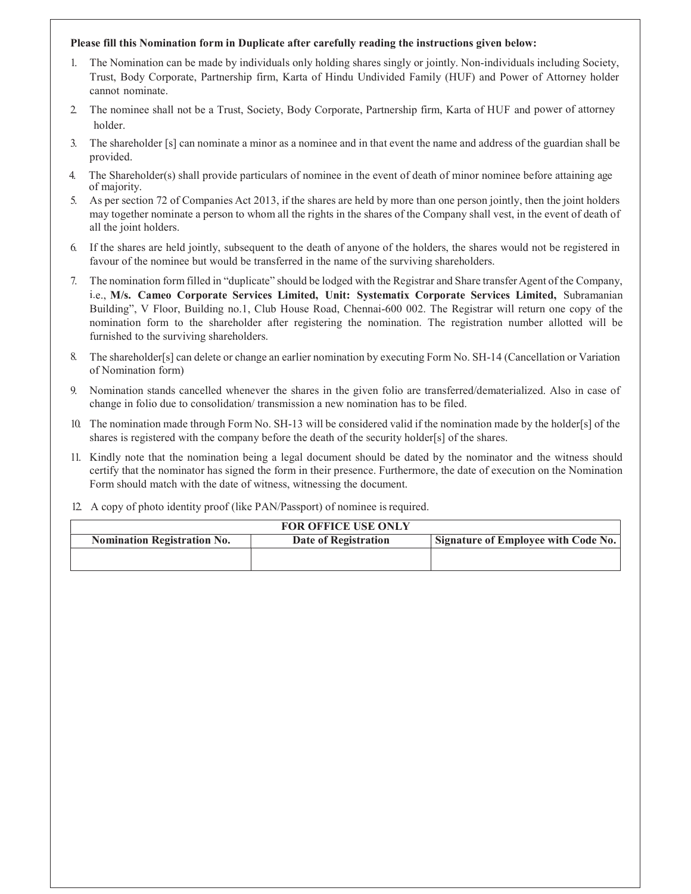**Please fill this Nomination form in Duplicate after carefully reading the instructions given below:**

1. The Nomination can be made by individuals only holding shares singly or jointly. Non-individuals including Society, Trust, Body Corporate, Partnership firm, Karta of Hindu Undivided Family (HUF) and Power of Attorney holder cannot nominate.
2. The nominee shall not be a Trust, Society, Body Corporate, Partnership firm, Karta of HUF and power of attorney holder.
3. The shareholder [s] can nominate a minor as a nominee and in that event the name and address of the guardian shall be provided.
4. The Shareholder(s) shall provide particulars of nominee in the event of death of minor nominee before attaining age of majority.
5. As per section 72 of Companies Act 2013, if the shares are held by more than one person jointly, then the joint holders may together nominate a person to whom all the rights in the shares of the Company shall vest, in the event of death of all the joint holders.
6. If the shares are held jointly, subsequent to the death of anyone of the holders, the shares would not be registered in favour of the nominee but would be transferred in the name of the surviving shareholders.
7. The nomination form filled in "duplicate" should be lodged with the Registrar and Share transfer Agent of the Company, i.e., **M/s. Cameo Corporate Services Limited, Unit: Systematix Corporate Services Limited,** Subramanian Building", V Floor, Building no.1, Club House Road, Chennai-600 002. The Registrar will return one copy of the nomination form to the shareholder after registering the nomination. The registration number allotted will be furnished to the surviving shareholders.
8. The shareholder[s] can delete or change an earlier nomination by executing Form No. SH-14 (Cancellation or Variation of Nomination form)
9. Nomination stands cancelled whenever the shares in the given folio are transferred/dematerialized. Also in case of change in folio due to consolidation/ transmission a new nomination has to be filed.
10. The nomination made through Form No. SH-13 will be considered valid if the nomination made by the holder[s] of the shares is registered with the company before the death of the security holder[s] of the shares.
11. Kindly note that the nomination being a legal document should be dated by the nominator and the witness should certify that the nominator has signed the form in their presence. Furthermore, the date of execution on the Nomination Form should match with the date of witness, witnessing the document.
12. A copy of photo identity proof (like PAN/Passport) of nominee is required.

| FOR OFFICE USE ONLY | | |
|---|---|---|
| **Nomination Registration No.** | **Date of Registration** | **Signature of Employee with Code No.** |
| | | |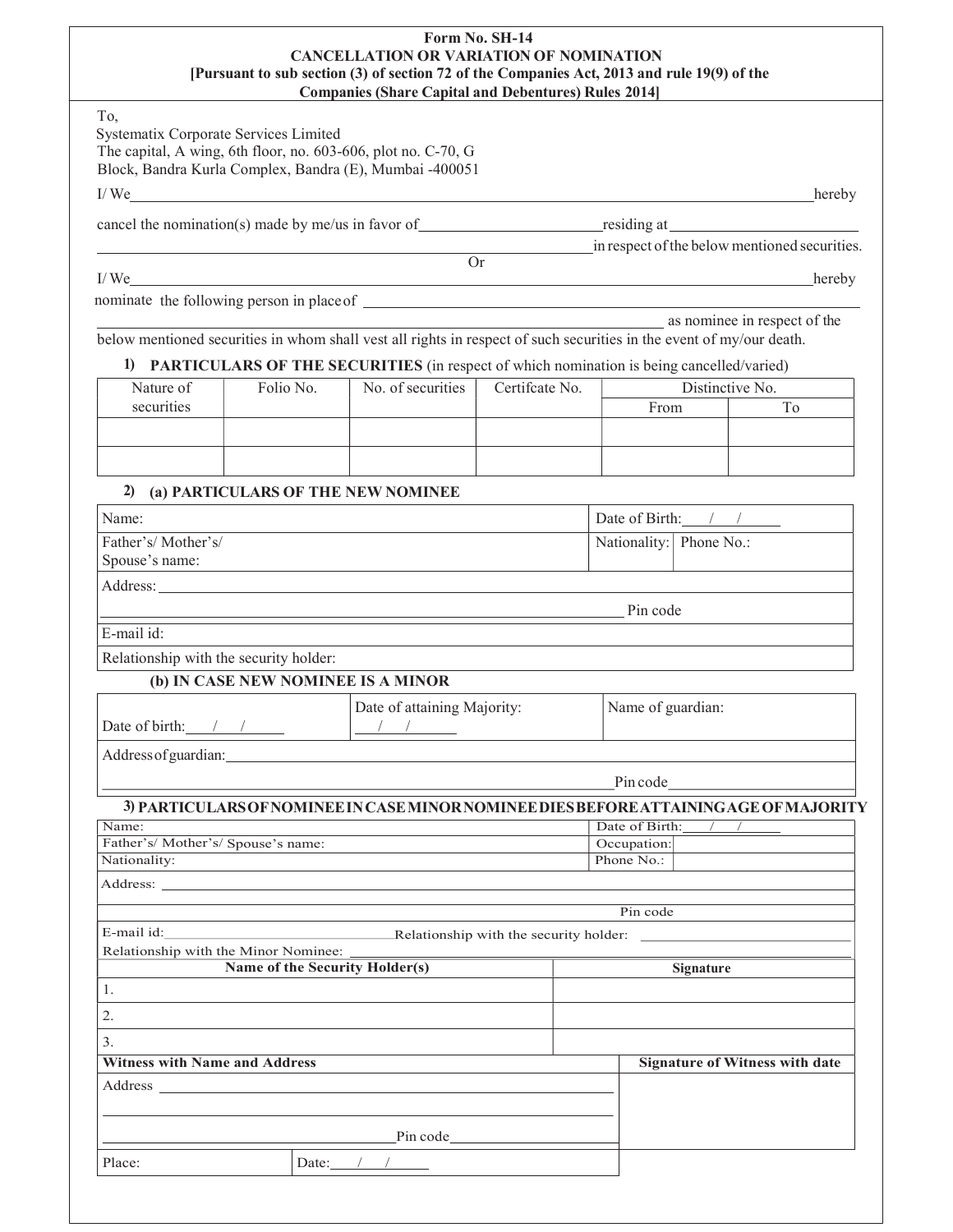**Form No. SH-14**
**CANCELLATION OR VARIATION OF NOMINATION**
**[Pursuant to sub section (3) of section 72 of the Companies Act, 2013 and rule 19(9) of the Companies (Share Capital and Debentures) Rules 2014]**

To,
Systematix Corporate Services Limited
The capital, A wing, 6th floor, no. 603-606, plot no. C-70, G Block, Bandra Kurla Complex, Bandra (E), Mumbai -400051

I/ We ______________________________________________ hereby

cancel the nomination(s) made by me/us in favor of ____________________ residing at ____________________
______________________________________________ in respect of the below mentioned securities.

Or

I/ We ______________________________________________ hereby

nominate the following person in place of ______________________________________________
______________________________________________ as nominee in respect of the below mentioned securities in whom shall vest all rights in respect of such securities in the event of my/our death.

**1) PARTICULARS OF THE SECURITIES** (in respect of which nomination is being cancelled/varied)

| Nature of securities | Folio No. | No. of securities | Certifcate No. | Distinctive No. | |
|---|---|---|---|---|---|
| | | | | From | To |
| | | | | | |
| | | | | | |

**2) (a) PARTICULARS OF THE NEW NOMINEE**

| | | |
|---|---|---|
| Name: | Date of Birth: ___ / ___ / ___ | |
| Father's/ Mother's/ Spouse's name: | Nationality: | Phone No.: |
| Address: ______________________ Pin code | | |
| E-mail id: | | |
| Relationship with the security holder: | | |

**(b) IN CASE NEW NOMINEE IS A MINOR**

| | | |
|---|---|---|
| Date of birth: ___ / ___ / ___ | Date of attaining Majority: ___ / ___ / ___ | Name of guardian: |
| Address of guardian: ______________________ Pin code ____________ | | |

**3) PARTICULARS OF NOMINEE IN CASE MINOR NOMINEE DIES BEFORE ATTAINING AGE OF MAJORITY**

| | | |
|---|---|---|
| Name: | Date of Birth: ___ / ___ / ___ | |
| Father's/ Mother's/ Spouse's name: | Occupation: | |
| Nationality: | Phone No.: | |
| Address: ______________________ Pin code | | |
| E-mail id: ____________ Relationship with the security holder: ____________ | | |
| Relationship with the Minor Nominee: ____________ | | |

| Name of the Security Holder(s) | Signature |
|---|---|
| 1. | |
| 2. | |
| 3. | |

| Witness with Name and Address | Signature of Witness with date |
|---|---|
| Address ______________________ Pin code ____________ | |
| Place: Date: ___ / ___ / ___ | |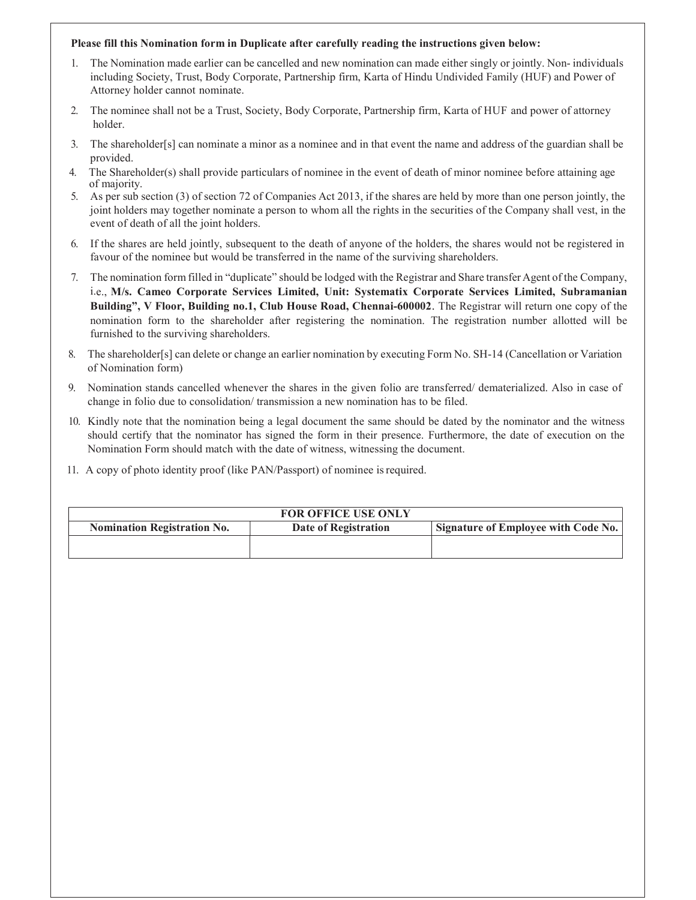**Please fill this Nomination form in Duplicate after carefully reading the instructions given below:**

1. The Nomination made earlier can be cancelled and new nomination can made either singly or jointly. Non- individuals including Society, Trust, Body Corporate, Partnership firm, Karta of Hindu Undivided Family (HUF) and Power of Attorney holder cannot nominate.
2. The nominee shall not be a Trust, Society, Body Corporate, Partnership firm, Karta of HUF and power of attorney holder.
3. The shareholder[s] can nominate a minor as a nominee and in that event the name and address of the guardian shall be provided.
4. The Shareholder(s) shall provide particulars of nominee in the event of death of minor nominee before attaining age of majority.
5. As per sub section (3) of section 72 of Companies Act 2013, if the shares are held by more than one person jointly, the joint holders may together nominate a person to whom all the rights in the securities of the Company shall vest, in the event of death of all the joint holders.
6. If the shares are held jointly, subsequent to the death of anyone of the holders, the shares would not be registered in favour of the nominee but would be transferred in the name of the surviving shareholders.
7. The nomination form filled in "duplicate" should be lodged with the Registrar and Share transfer Agent of the Company, i.e., **M/s. Cameo Corporate Services Limited, Unit: Systematix Corporate Services Limited, Subramanian Building", V Floor, Building no.1, Club House Road, Chennai-600002**. The Registrar will return one copy of the nomination form to the shareholder after registering the nomination. The registration number allotted will be furnished to the surviving shareholders.
8. The shareholder[s] can delete or change an earlier nomination by executing Form No. SH-14 (Cancellation or Variation of Nomination form)
9. Nomination stands cancelled whenever the shares in the given folio are transferred/ dematerialized. Also in case of change in folio due to consolidation/ transmission a new nomination has to be filed.
10. Kindly note that the nomination being a legal document the same should be dated by the nominator and the witness should certify that the nominator has signed the form in their presence. Furthermore, the date of execution on the Nomination Form should match with the date of witness, witnessing the document.
11. A copy of photo identity proof (like PAN/Passport) of nominee is required.

| FOR OFFICE USE ONLY | | |
|---|---|---|
| **Nomination Registration No.** | **Date of Registration** | **Signature of Employee with Code No.** |
| | | |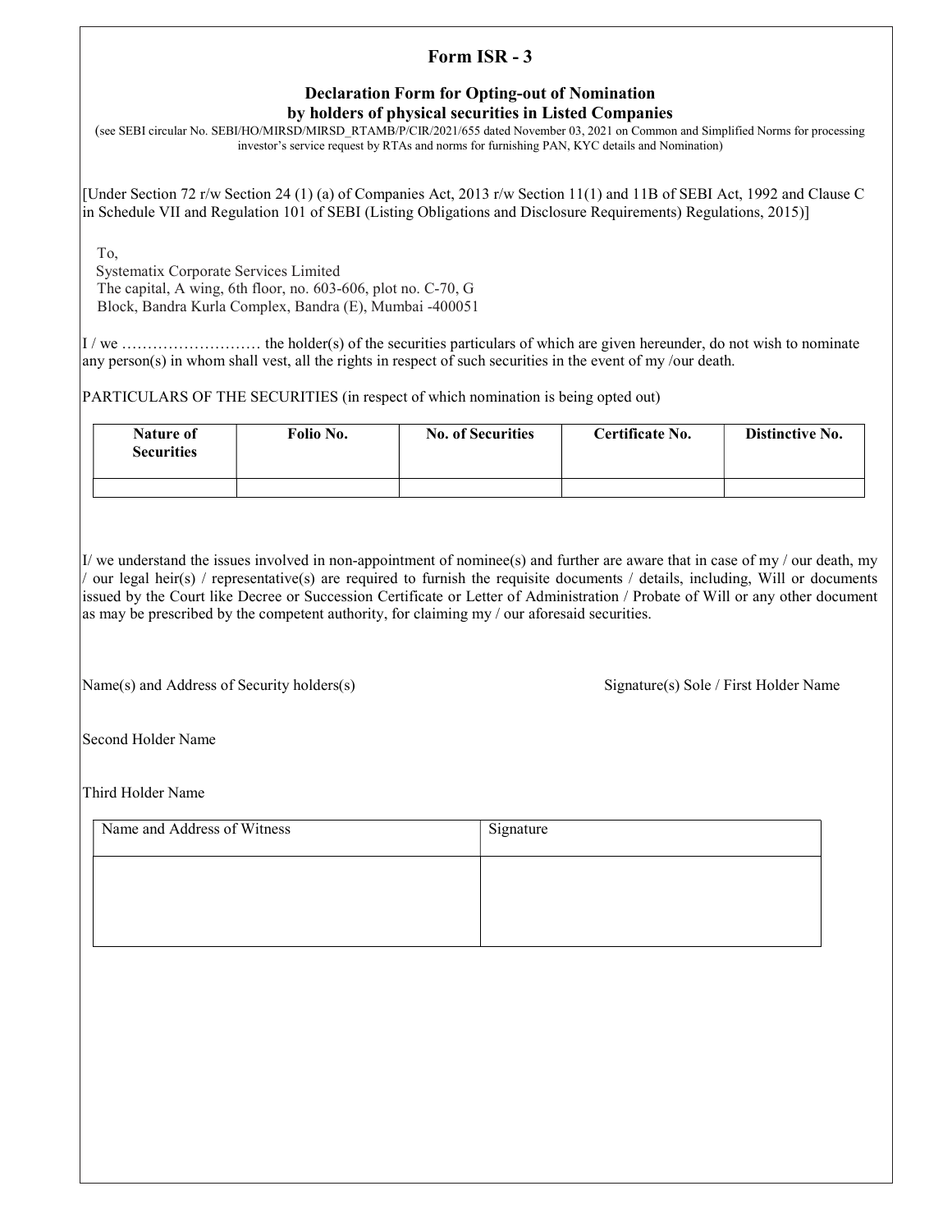# Form ISR - 3

## Declaration Form for Opting-out of Nomination by holders of physical securities in Listed Companies

(see SEBI circular No. SEBI/HO/MIRSD/MIRSD_RTAMB/P/CIR/2021/655 dated November 03, 2021 on Common and Simplified Norms for processing investor's service request by RTAs and norms for furnishing PAN, KYC details and Nomination)

[Under Section 72 r/w Section 24 (1) (a) of Companies Act, 2013 r/w Section 11(1) and 11B of SEBI Act, 1992 and Clause C in Schedule VII and Regulation 101 of SEBI (Listing Obligations and Disclosure Requirements) Regulations, 2015)]

To,
Systematix Corporate Services Limited
The capital, A wing, 6th floor, no. 603-606, plot no. C-70, G
Block, Bandra Kurla Complex, Bandra (E), Mumbai -400051

I / we ……………………… the holder(s) of the securities particulars of which are given hereunder, do not wish to nominate any person(s) in whom shall vest, all the rights in respect of such securities in the event of my /our death.

PARTICULARS OF THE SECURITIES (in respect of which nomination is being opted out)

| Nature of Securities | Folio No. | No. of Securities | Certificate No. | Distinctive No. |
|---|---|---|---|---|
| | | | | |

I/ we understand the issues involved in non-appointment of nominee(s) and further are aware that in case of my / our death, my / our legal heir(s) / representative(s) are required to furnish the requisite documents / details, including, Will or documents issued by the Court like Decree or Succession Certificate or Letter of Administration / Probate of Will or any other document as may be prescribed by the competent authority, for claiming my / our aforesaid securities.

Name(s) and Address of Security holders(s)

Signature(s) Sole / First Holder Name

Second Holder Name

Third Holder Name

| Name and Address of Witness | Signature |
|---|---|
| | |